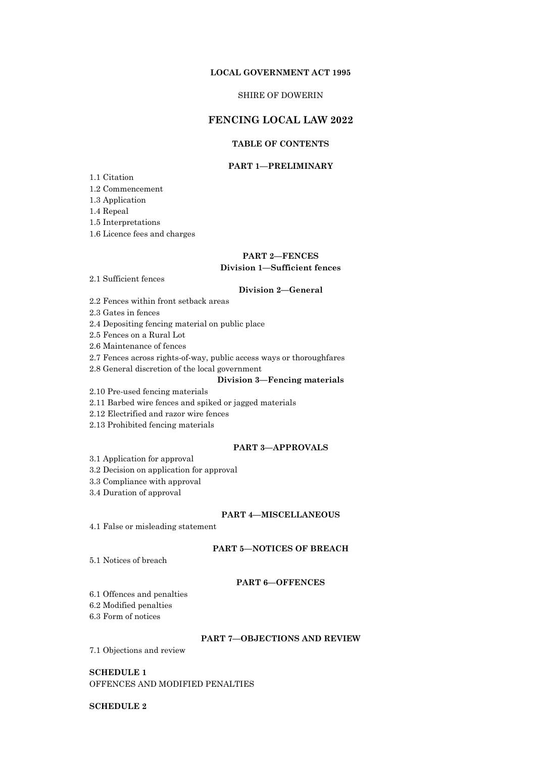**LOCAL GOVERNMENT ACT 1995**

SHIRE OF DOWERIN

# FENCING LOCAL LAW 2022

## TABLE OF CONTENTS

### PART 1—PRELIMINARY

1.1 Citation
1.2 Commencement
1.3 Application
1.4 Repeal
1.5 Interpretations
1.6 Licence fees and charges

### PART 2—FENCES

#### Division 1—Sufficient fences

2.1 Sufficient fences

#### Division 2—General

2.2 Fences within front setback areas
2.3 Gates in fences
2.4 Depositing fencing material on public place
2.5 Fences on a Rural Lot
2.6 Maintenance of fences
2.7 Fences across rights-of-way, public access ways or thoroughfares
2.8 General discretion of the local government

#### Division 3—Fencing materials

2.10 Pre-used fencing materials
2.11 Barbed wire fences and spiked or jagged materials
2.12 Electrified and razor wire fences
2.13 Prohibited fencing materials

### PART 3—APPROVALS

3.1 Application for approval
3.2 Decision on application for approval
3.3 Compliance with approval
3.4 Duration of approval

### PART 4—MISCELLANEOUS

4.1 False or misleading statement

### PART 5—NOTICES OF BREACH

5.1 Notices of breach

### PART 6—OFFENCES

6.1 Offences and penalties
6.2 Modified penalties
6.3 Form of notices

### PART 7—OBJECTIONS AND REVIEW

7.1 Objections and review

**SCHEDULE 1**
OFFENCES AND MODIFIED PENALTIES

**SCHEDULE 2**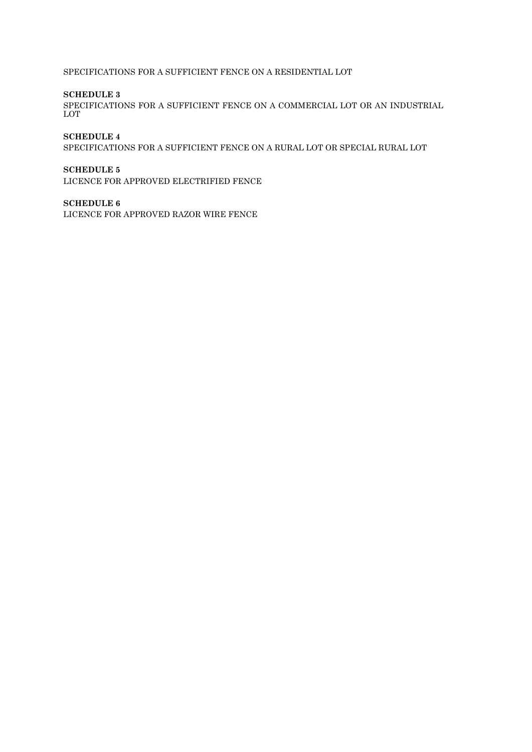SPECIFICATIONS FOR A SUFFICIENT FENCE ON A RESIDENTIAL LOT

**SCHEDULE 3**
SPECIFICATIONS FOR A SUFFICIENT FENCE ON A COMMERCIAL LOT OR AN INDUSTRIAL LOT

**SCHEDULE 4**
SPECIFICATIONS FOR A SUFFICIENT FENCE ON A RURAL LOT OR SPECIAL RURAL LOT

**SCHEDULE 5**
LICENCE FOR APPROVED ELECTRIFIED FENCE

**SCHEDULE 6**
LICENCE FOR APPROVED RAZOR WIRE FENCE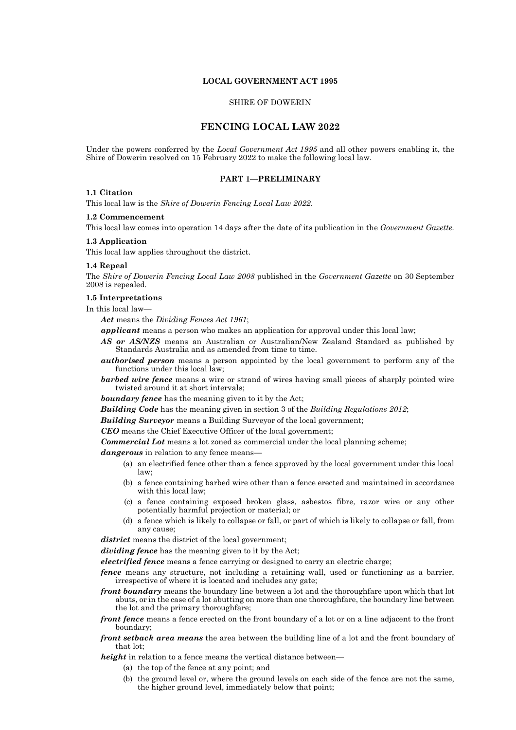**LOCAL GOVERNMENT ACT 1995**

SHIRE OF DOWERIN

# FENCING LOCAL LAW 2022

Under the powers conferred by the *Local Government Act 1995* and all other powers enabling it, the Shire of Dowerin resolved on 15 February 2022 to make the following local law.

## PART 1—PRELIMINARY

### 1.1 Citation

This local law is the *Shire of Dowerin Fencing Local Law 2022*.

### 1.2 Commencement

This local law comes into operation 14 days after the date of its publication in the *Government Gazette*.

### 1.3 Application

This local law applies throughout the district.

### 1.4 Repeal

The *Shire of Dowerin Fencing Local Law 2008* published in the *Government Gazette* on 30 September 2008 is repealed.

### 1.5 Interpretations

In this local law—

***Act*** means the *Dividing Fences Act 1961*;

***applicant*** means a person who makes an application for approval under this local law;

***AS or AS/NZS*** means an Australian or Australian/New Zealand Standard as published by Standards Australia and as amended from time to time.

***authorised person*** means a person appointed by the local government to perform any of the functions under this local law;

***barbed wire fence*** means a wire or strand of wires having small pieces of sharply pointed wire twisted around it at short intervals;

***boundary fence*** has the meaning given to it by the Act;

***Building Code*** has the meaning given in section 3 of the *Building Regulations 2012*;

***Building Surveyor*** means a Building Surveyor of the local government;

***CEO*** means the Chief Executive Officer of the local government;

***Commercial Lot*** means a lot zoned as commercial under the local planning scheme;

***dangerous*** in relation to any fence means—

- (a) an electrified fence other than a fence approved by the local government under this local law;
- (b) a fence containing barbed wire other than a fence erected and maintained in accordance with this local law;
- (c) a fence containing exposed broken glass, asbestos fibre, razor wire or any other potentially harmful projection or material; or
- (d) a fence which is likely to collapse or fall, or part of which is likely to collapse or fall, from any cause;

***district*** means the district of the local government;

***dividing fence*** has the meaning given to it by the Act;

***electrified fence*** means a fence carrying or designed to carry an electric charge;

***fence*** means any structure, not including a retaining wall, used or functioning as a barrier, irrespective of where it is located and includes any gate;

***front boundary*** means the boundary line between a lot and the thoroughfare upon which that lot abuts, or in the case of a lot abutting on more than one thoroughfare, the boundary line between the lot and the primary thoroughfare;

***front fence*** means a fence erected on the front boundary of a lot or on a line adjacent to the front boundary;

***front setback area means*** the area between the building line of a lot and the front boundary of that lot;

***height*** in relation to a fence means the vertical distance between—

- (a) the top of the fence at any point; and
- (b) the ground level or, where the ground levels on each side of the fence are not the same, the higher ground level, immediately below that point;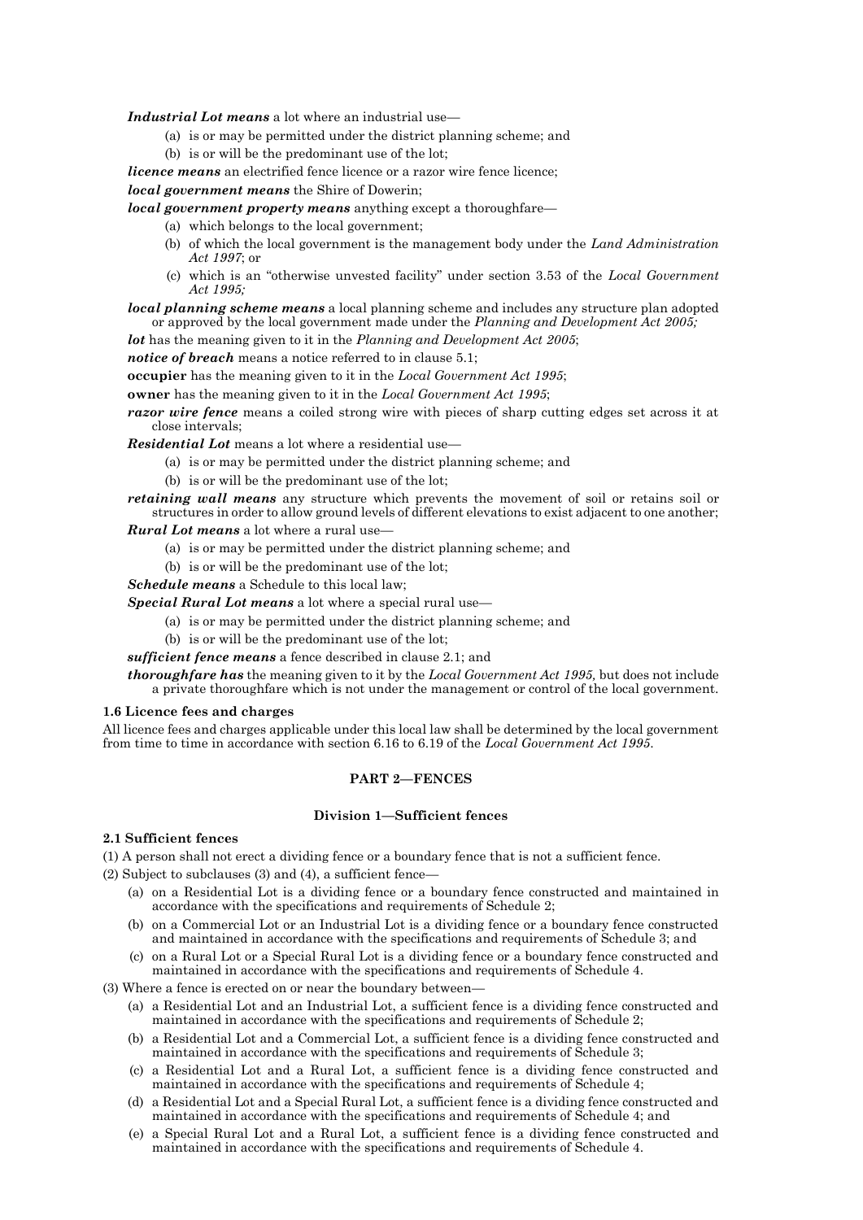***Industrial Lot means*** a lot where an industrial use—

(a) is or may be permitted under the district planning scheme; and

(b) is or will be the predominant use of the lot;

***licence means*** an electrified fence licence or a razor wire fence licence;

***local government means*** the Shire of Dowerin;

***local government property means*** anything except a thoroughfare—

(a) which belongs to the local government;

(b) of which the local government is the management body under the *Land Administration Act 1997*; or

(c) which is an "otherwise unvested facility" under section 3.53 of the *Local Government Act 1995;*

***local planning scheme means*** a local planning scheme and includes any structure plan adopted or approved by the local government made under the *Planning and Development Act 2005;*

***lot*** has the meaning given to it in the *Planning and Development Act 2005*;

***notice of breach*** means a notice referred to in clause 5.1;

**occupier** has the meaning given to it in the *Local Government Act 1995*;

**owner** has the meaning given to it in the *Local Government Act 1995*;

***razor wire fence*** means a coiled strong wire with pieces of sharp cutting edges set across it at close intervals;

***Residential Lot*** means a lot where a residential use—

(a) is or may be permitted under the district planning scheme; and

(b) is or will be the predominant use of the lot;

***retaining wall means*** any structure which prevents the movement of soil or retains soil or structures in order to allow ground levels of different elevations to exist adjacent to one another;

***Rural Lot means*** a lot where a rural use—

(a) is or may be permitted under the district planning scheme; and

(b) is or will be the predominant use of the lot;

***Schedule means*** a Schedule to this local law;

***Special Rural Lot means*** a lot where a special rural use—

(a) is or may be permitted under the district planning scheme; and

(b) is or will be the predominant use of the lot;

***sufficient fence means*** a fence described in clause 2.1; and

***thoroughfare has*** the meaning given to it by the *Local Government Act 1995,* but does not include a private thoroughfare which is not under the management or control of the local government.

**1.6 Licence fees and charges**

All licence fees and charges applicable under this local law shall be determined by the local government from time to time in accordance with section 6.16 to 6.19 of the *Local Government Act 1995*.

## PART 2—FENCES

### Division 1—Sufficient fences

**2.1 Sufficient fences**

(1) A person shall not erect a dividing fence or a boundary fence that is not a sufficient fence.

(2) Subject to subclauses (3) and (4), a sufficient fence—

(a) on a Residential Lot is a dividing fence or a boundary fence constructed and maintained in accordance with the specifications and requirements of Schedule 2;

(b) on a Commercial Lot or an Industrial Lot is a dividing fence or a boundary fence constructed and maintained in accordance with the specifications and requirements of Schedule 3; and

(c) on a Rural Lot or a Special Rural Lot is a dividing fence or a boundary fence constructed and maintained in accordance with the specifications and requirements of Schedule 4.

(3) Where a fence is erected on or near the boundary between—

(a) a Residential Lot and an Industrial Lot, a sufficient fence is a dividing fence constructed and maintained in accordance with the specifications and requirements of Schedule 2;

(b) a Residential Lot and a Commercial Lot, a sufficient fence is a dividing fence constructed and maintained in accordance with the specifications and requirements of Schedule 3;

(c) a Residential Lot and a Rural Lot, a sufficient fence is a dividing fence constructed and maintained in accordance with the specifications and requirements of Schedule 4;

(d) a Residential Lot and a Special Rural Lot, a sufficient fence is a dividing fence constructed and maintained in accordance with the specifications and requirements of Schedule 4; and

(e) a Special Rural Lot and a Rural Lot, a sufficient fence is a dividing fence constructed and maintained in accordance with the specifications and requirements of Schedule 4.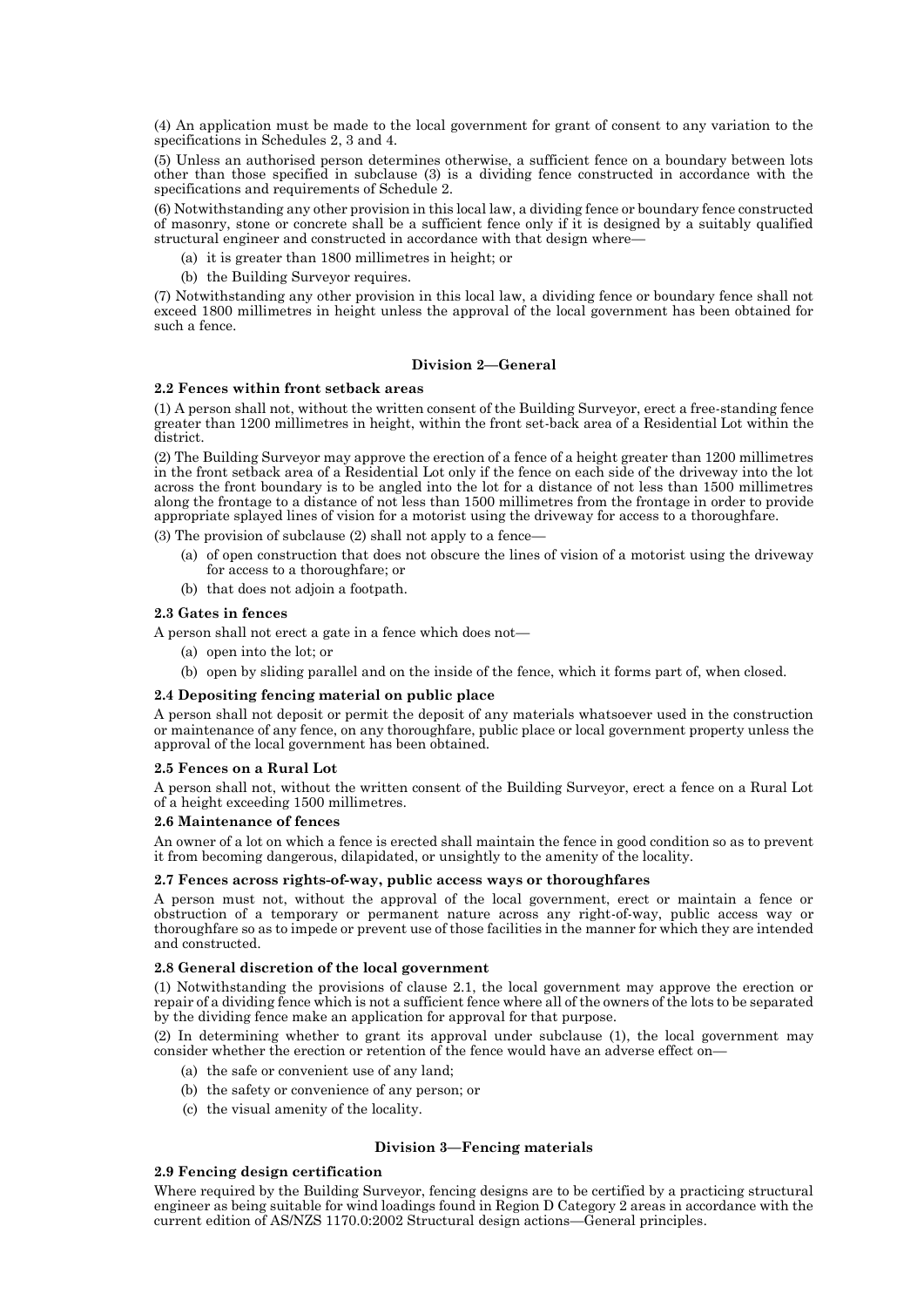(4) An application must be made to the local government for grant of consent to any variation to the specifications in Schedules 2, 3 and 4.

(5) Unless an authorised person determines otherwise, a sufficient fence on a boundary between lots other than those specified in subclause (3) is a dividing fence constructed in accordance with the specifications and requirements of Schedule 2.

(6) Notwithstanding any other provision in this local law, a dividing fence or boundary fence constructed of masonry, stone or concrete shall be a sufficient fence only if it is designed by a suitably qualified structural engineer and constructed in accordance with that design where—

(a) it is greater than 1800 millimetres in height; or

(b) the Building Surveyor requires.

(7) Notwithstanding any other provision in this local law, a dividing fence or boundary fence shall not exceed 1800 millimetres in height unless the approval of the local government has been obtained for such a fence.

## Division 2—General

### 2.2 Fences within front setback areas

(1) A person shall not, without the written consent of the Building Surveyor, erect a free-standing fence greater than 1200 millimetres in height, within the front set-back area of a Residential Lot within the district.

(2) The Building Surveyor may approve the erection of a fence of a height greater than 1200 millimetres in the front setback area of a Residential Lot only if the fence on each side of the driveway into the lot across the front boundary is to be angled into the lot for a distance of not less than 1500 millimetres along the frontage to a distance of not less than 1500 millimetres from the frontage in order to provide appropriate splayed lines of vision for a motorist using the driveway for access to a thoroughfare.

(3) The provision of subclause (2) shall not apply to a fence—

(a) of open construction that does not obscure the lines of vision of a motorist using the driveway for access to a thoroughfare; or

(b) that does not adjoin a footpath.

### 2.3 Gates in fences

A person shall not erect a gate in a fence which does not—

(a) open into the lot; or

(b) open by sliding parallel and on the inside of the fence, which it forms part of, when closed.

### 2.4 Depositing fencing material on public place

A person shall not deposit or permit the deposit of any materials whatsoever used in the construction or maintenance of any fence, on any thoroughfare, public place or local government property unless the approval of the local government has been obtained.

### 2.5 Fences on a Rural Lot

A person shall not, without the written consent of the Building Surveyor, erect a fence on a Rural Lot of a height exceeding 1500 millimetres.

### 2.6 Maintenance of fences

An owner of a lot on which a fence is erected shall maintain the fence in good condition so as to prevent it from becoming dangerous, dilapidated, or unsightly to the amenity of the locality.

### 2.7 Fences across rights-of-way, public access ways or thoroughfares

A person must not, without the approval of the local government, erect or maintain a fence or obstruction of a temporary or permanent nature across any right-of-way, public access way or thoroughfare so as to impede or prevent use of those facilities in the manner for which they are intended and constructed.

### 2.8 General discretion of the local government

(1) Notwithstanding the provisions of clause 2.1, the local government may approve the erection or repair of a dividing fence which is not a sufficient fence where all of the owners of the lots to be separated by the dividing fence make an application for approval for that purpose.

(2) In determining whether to grant its approval under subclause (1), the local government may consider whether the erection or retention of the fence would have an adverse effect on—

(a) the safe or convenient use of any land;

(b) the safety or convenience of any person; or

(c) the visual amenity of the locality.

## Division 3—Fencing materials

### 2.9 Fencing design certification

Where required by the Building Surveyor, fencing designs are to be certified by a practicing structural engineer as being suitable for wind loadings found in Region D Category 2 areas in accordance with the current edition of AS/NZS 1170.0:2002 Structural design actions—General principles.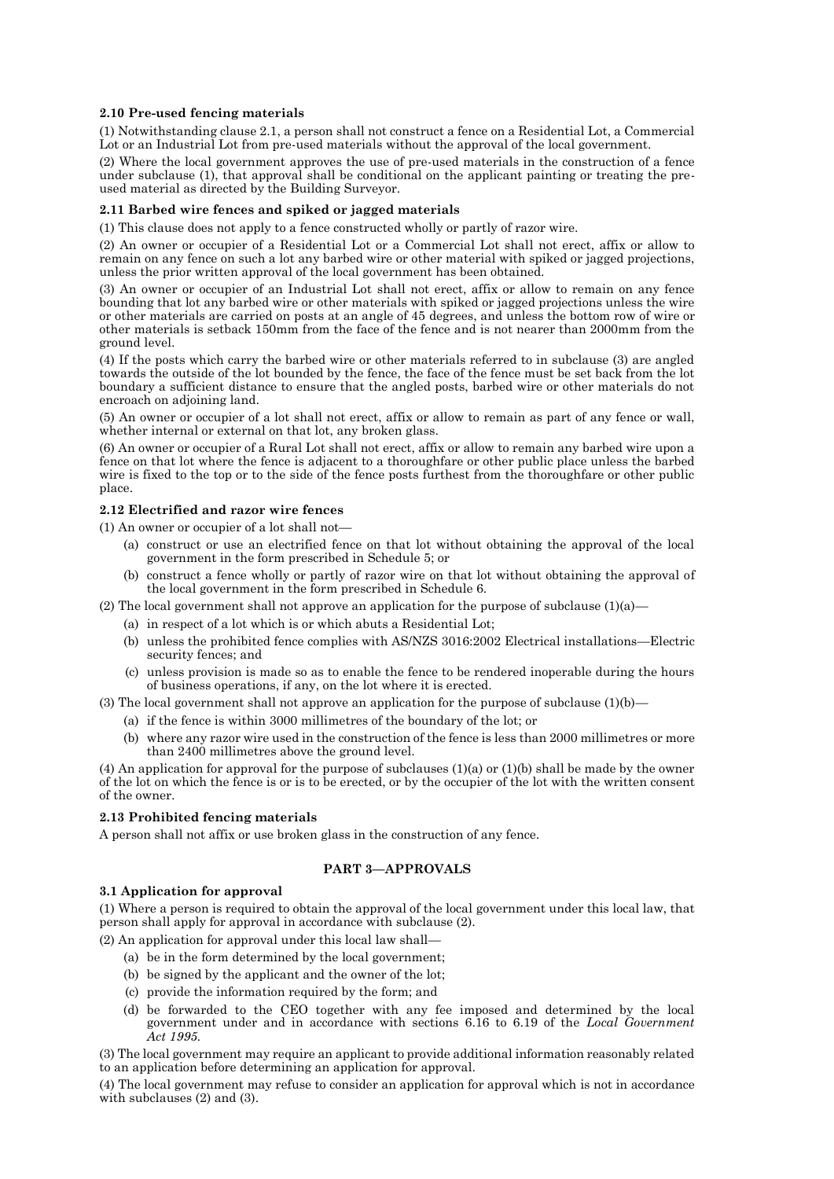**2.10 Pre-used fencing materials**

(1) Notwithstanding clause 2.1, a person shall not construct a fence on a Residential Lot, a Commercial Lot or an Industrial Lot from pre-used materials without the approval of the local government.

(2) Where the local government approves the use of pre-used materials in the construction of a fence under subclause (1), that approval shall be conditional on the applicant painting or treating the pre-used material as directed by the Building Surveyor.

**2.11 Barbed wire fences and spiked or jagged materials**

(1) This clause does not apply to a fence constructed wholly or partly of razor wire.

(2) An owner or occupier of a Residential Lot or a Commercial Lot shall not erect, affix or allow to remain on any fence on such a lot any barbed wire or other material with spiked or jagged projections, unless the prior written approval of the local government has been obtained.

(3) An owner or occupier of an Industrial Lot shall not erect, affix or allow to remain on any fence bounding that lot any barbed wire or other materials with spiked or jagged projections unless the wire or other materials are carried on posts at an angle of 45 degrees, and unless the bottom row of wire or other materials is setback 150mm from the face of the fence and is not nearer than 2000mm from the ground level.

(4) If the posts which carry the barbed wire or other materials referred to in subclause (3) are angled towards the outside of the lot bounded by the fence, the face of the fence must be set back from the lot boundary a sufficient distance to ensure that the angled posts, barbed wire or other materials do not encroach on adjoining land.

(5) An owner or occupier of a lot shall not erect, affix or allow to remain as part of any fence or wall, whether internal or external on that lot, any broken glass.

(6) An owner or occupier of a Rural Lot shall not erect, affix or allow to remain any barbed wire upon a fence on that lot where the fence is adjacent to a thoroughfare or other public place unless the barbed wire is fixed to the top or to the side of the fence posts furthest from the thoroughfare or other public place.

**2.12 Electrified and razor wire fences**

(1) An owner or occupier of a lot shall not—

- (a) construct or use an electrified fence on that lot without obtaining the approval of the local government in the form prescribed in Schedule 5; or
- (b) construct a fence wholly or partly of razor wire on that lot without obtaining the approval of the local government in the form prescribed in Schedule 6.

(2) The local government shall not approve an application for the purpose of subclause (1)(a)—

- (a) in respect of a lot which is or which abuts a Residential Lot;
- (b) unless the prohibited fence complies with AS/NZS 3016:2002 Electrical installations—Electric security fences; and
- (c) unless provision is made so as to enable the fence to be rendered inoperable during the hours of business operations, if any, on the lot where it is erected.

(3) The local government shall not approve an application for the purpose of subclause (1)(b)—

- (a) if the fence is within 3000 millimetres of the boundary of the lot; or
- (b) where any razor wire used in the construction of the fence is less than 2000 millimetres or more than 2400 millimetres above the ground level.

(4) An application for approval for the purpose of subclauses (1)(a) or (1)(b) shall be made by the owner of the lot on which the fence is or is to be erected, or by the occupier of the lot with the written consent of the owner.

**2.13 Prohibited fencing materials**

A person shall not affix or use broken glass in the construction of any fence.

## PART 3—APPROVALS

**3.1 Application for approval**

(1) Where a person is required to obtain the approval of the local government under this local law, that person shall apply for approval in accordance with subclause (2).

(2) An application for approval under this local law shall—

- (a) be in the form determined by the local government;
- (b) be signed by the applicant and the owner of the lot;
- (c) provide the information required by the form; and
- (d) be forwarded to the CEO together with any fee imposed and determined by the local government under and in accordance with sections 6.16 to 6.19 of the *Local Government Act 1995.*

(3) The local government may require an applicant to provide additional information reasonably related to an application before determining an application for approval.

(4) The local government may refuse to consider an application for approval which is not in accordance with subclauses (2) and (3).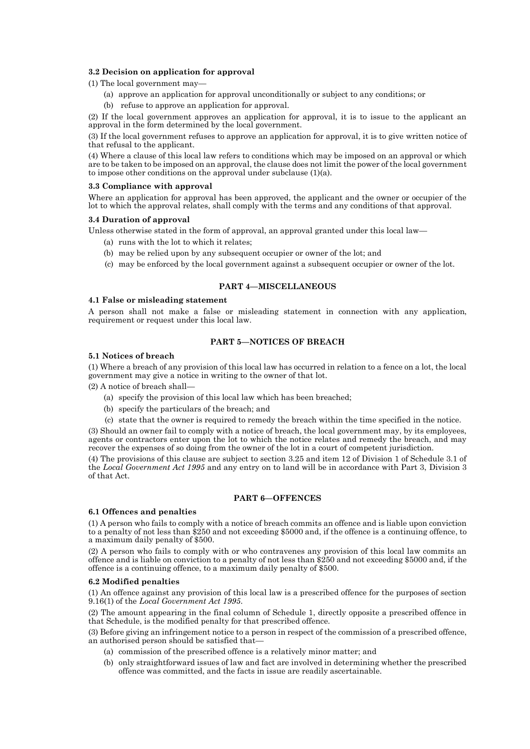### 3.2 Decision on application for approval

(1) The local government may—

(a) approve an application for approval unconditionally or subject to any conditions; or

(b) refuse to approve an application for approval.

(2) If the local government approves an application for approval, it is to issue to the applicant an approval in the form determined by the local government.

(3) If the local government refuses to approve an application for approval, it is to give written notice of that refusal to the applicant.

(4) Where a clause of this local law refers to conditions which may be imposed on an approval or which are to be taken to be imposed on an approval, the clause does not limit the power of the local government to impose other conditions on the approval under subclause (1)(a).

### 3.3 Compliance with approval

Where an application for approval has been approved, the applicant and the owner or occupier of the lot to which the approval relates, shall comply with the terms and any conditions of that approval.

### 3.4 Duration of approval

Unless otherwise stated in the form of approval, an approval granted under this local law—

(a) runs with the lot to which it relates;

(b) may be relied upon by any subsequent occupier or owner of the lot; and

(c) may be enforced by the local government against a subsequent occupier or owner of the lot.

## PART 4—MISCELLANEOUS

### 4.1 False or misleading statement

A person shall not make a false or misleading statement in connection with any application, requirement or request under this local law.

## PART 5—NOTICES OF BREACH

### 5.1 Notices of breach

(1) Where a breach of any provision of this local law has occurred in relation to a fence on a lot, the local government may give a notice in writing to the owner of that lot.

(2) A notice of breach shall—

(a) specify the provision of this local law which has been breached;

(b) specify the particulars of the breach; and

(c) state that the owner is required to remedy the breach within the time specified in the notice.

(3) Should an owner fail to comply with a notice of breach, the local government may, by its employees, agents or contractors enter upon the lot to which the notice relates and remedy the breach, and may recover the expenses of so doing from the owner of the lot in a court of competent jurisdiction.

(4) The provisions of this clause are subject to section 3.25 and item 12 of Division 1 of Schedule 3.1 of the *Local Government Act 1995* and any entry on to land will be in accordance with Part 3, Division 3 of that Act.

## PART 6—OFFENCES

### 6.1 Offences and penalties

(1) A person who fails to comply with a notice of breach commits an offence and is liable upon conviction to a penalty of not less than $250 and not exceeding $5000 and, if the offence is a continuing offence, to a maximum daily penalty of $500.

(2) A person who fails to comply with or who contravenes any provision of this local law commits an offence and is liable on conviction to a penalty of not less than $250 and not exceeding $5000 and, if the offence is a continuing offence, to a maximum daily penalty of $500.

### 6.2 Modified penalties

(1) An offence against any provision of this local law is a prescribed offence for the purposes of section 9.16(1) of the *Local Government Act 1995*.

(2) The amount appearing in the final column of Schedule 1, directly opposite a prescribed offence in that Schedule, is the modified penalty for that prescribed offence.

(3) Before giving an infringement notice to a person in respect of the commission of a prescribed offence, an authorised person should be satisfied that—

(a) commission of the prescribed offence is a relatively minor matter; and

(b) only straightforward issues of law and fact are involved in determining whether the prescribed offence was committed, and the facts in issue are readily ascertainable.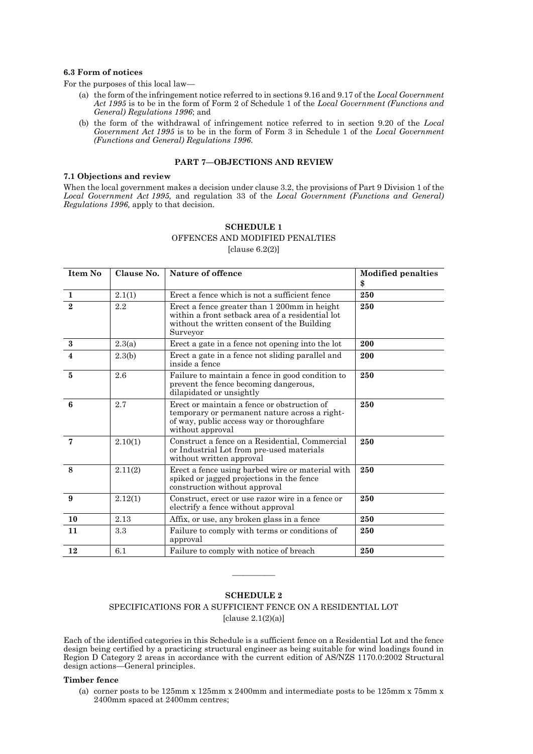### 6.3 Form of notices

For the purposes of this local law—

(a) the form of the infringement notice referred to in sections 9.16 and 9.17 of the *Local Government Act 1995* is to be in the form of Form 2 of Schedule 1 of the *Local Government (Functions and General) Regulations 1996*; and

(b) the form of the withdrawal of infringement notice referred to in section 9.20 of the *Local Government Act 1995* is to be in the form of Form 3 in Schedule 1 of the *Local Government (Functions and General) Regulations 1996.*

## PART 7—OBJECTIONS AND REVIEW

### 7.1 Objections and review

When the local government makes a decision under clause 3.2, the provisions of Part 9 Division 1 of the *Local Government Act 1995,* and regulation 33 of the *Local Government (Functions and General) Regulations 1996,* apply to that decision.

## SCHEDULE 1

OFFENCES AND MODIFIED PENALTIES

[clause 6.2(2)]

| Item No | Clause No. | Nature of offence | Modified penalties $ |
|---|---|---|---|
| **1** | 2.1(1) | Erect a fence which is not a sufficient fence | **250** |
| **2** | 2.2 | Erect a fence greater than 1 200mm in height within a front setback area of a residential lot without the written consent of the Building Surveyor | **250** |
| **3** | 2.3(a) | Erect a gate in a fence not opening into the lot | **200** |
| **4** | 2.3(b) | Erect a gate in a fence not sliding parallel and inside a fence | **200** |
| **5** | 2.6 | Failure to maintain a fence in good condition to prevent the fence becoming dangerous, dilapidated or unsightly | **250** |
| **6** | 2.7 | Erect or maintain a fence or obstruction of temporary or permanent nature across a right-of way, public access way or thoroughfare without approval | **250** |
| **7** | 2.10(1) | Construct a fence on a Residential, Commercial or Industrial Lot from pre-used materials without written approval | **250** |
| **8** | 2.11(2) | Erect a fence using barbed wire or material with spiked or jagged projections in the fence construction without approval | **250** |
| **9** | 2.12(1) | Construct, erect or use razor wire in a fence or electrify a fence without approval | **250** |
| **10** | 2.13 | Affix, or use, any broken glass in a fence | **250** |
| **11** | 3.3 | Failure to comply with terms or conditions of approval | **250** |
| **12** | 6.1 | Failure to comply with notice of breach | **250** |

---

## SCHEDULE 2

SPECIFICATIONS FOR A SUFFICIENT FENCE ON A RESIDENTIAL LOT

[clause 2.1(2)(a)]

Each of the identified categories in this Schedule is a sufficient fence on a Residential Lot and the fence design being certified by a practicing structural engineer as being suitable for wind loadings found in Region D Category 2 areas in accordance with the current edition of AS/NZS 1170.0:2002 Structural design actions—General principles.

**Timber fence**

(a) corner posts to be 125mm x 125mm x 2400mm and intermediate posts to be 125mm x 75mm x 2400mm spaced at 2400mm centres;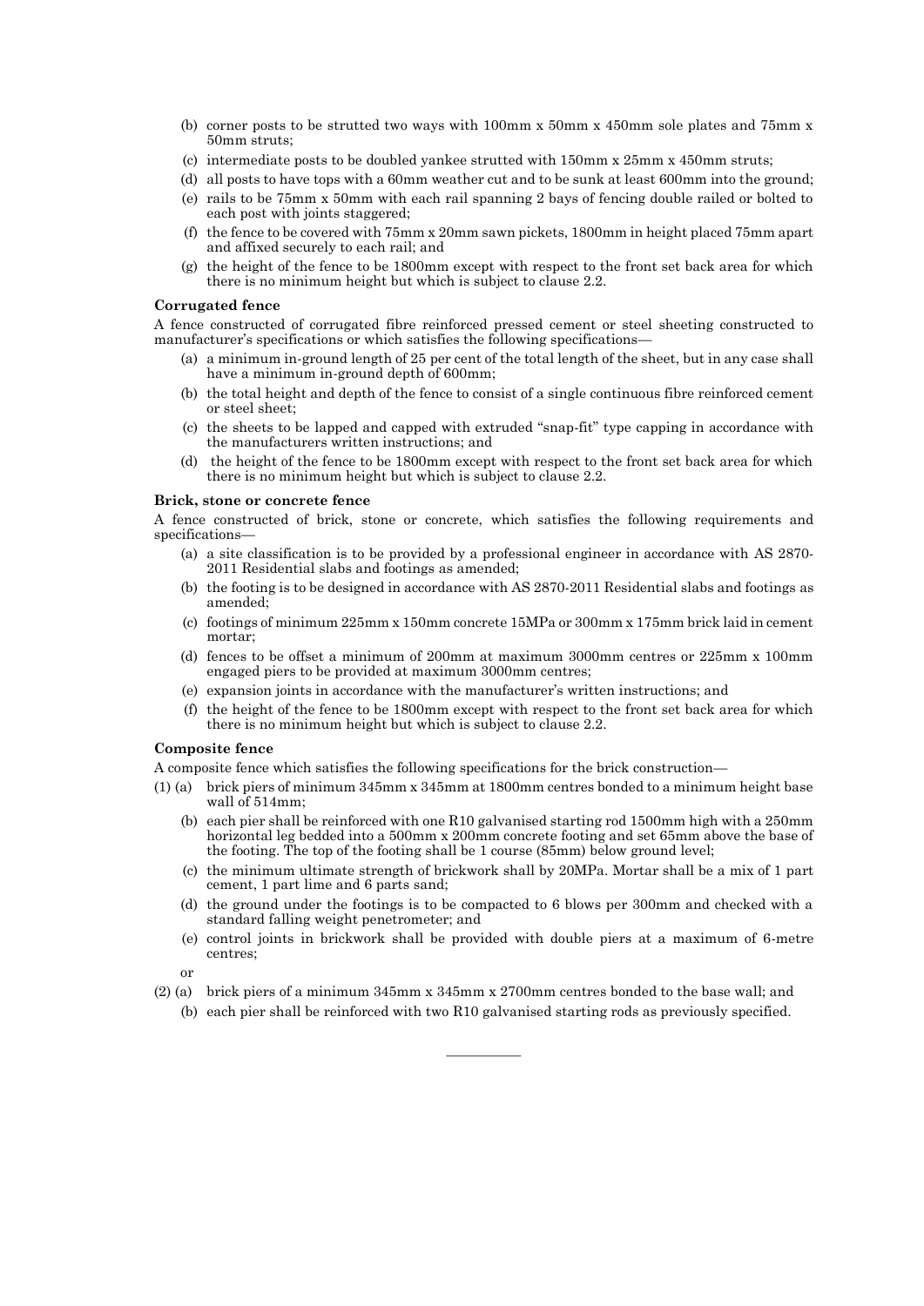(b) corner posts to be strutted two ways with 100mm x 50mm x 450mm sole plates and 75mm x 50mm struts;

(c) intermediate posts to be doubled yankee strutted with 150mm x 25mm x 450mm struts;

(d) all posts to have tops with a 60mm weather cut and to be sunk at least 600mm into the ground;

(e) rails to be 75mm x 50mm with each rail spanning 2 bays of fencing double railed or bolted to each post with joints staggered;

(f) the fence to be covered with 75mm x 20mm sawn pickets, 1800mm in height placed 75mm apart and affixed securely to each rail; and

(g) the height of the fence to be 1800mm except with respect to the front set back area for which there is no minimum height but which is subject to clause 2.2.

**Corrugated fence**

A fence constructed of corrugated fibre reinforced pressed cement or steel sheeting constructed to manufacturer's specifications or which satisfies the following specifications—

(a) a minimum in-ground length of 25 per cent of the total length of the sheet, but in any case shall have a minimum in-ground depth of 600mm;

(b) the total height and depth of the fence to consist of a single continuous fibre reinforced cement or steel sheet;

(c) the sheets to be lapped and capped with extruded "snap-fit" type capping in accordance with the manufacturers written instructions; and

(d) the height of the fence to be 1800mm except with respect to the front set back area for which there is no minimum height but which is subject to clause 2.2.

**Brick, stone or concrete fence**

A fence constructed of brick, stone or concrete, which satisfies the following requirements and specifications—

(a) a site classification is to be provided by a professional engineer in accordance with AS 2870-2011 Residential slabs and footings as amended;

(b) the footing is to be designed in accordance with AS 2870-2011 Residential slabs and footings as amended;

(c) footings of minimum 225mm x 150mm concrete 15MPa or 300mm x 175mm brick laid in cement mortar;

(d) fences to be offset a minimum of 200mm at maximum 3000mm centres or 225mm x 100mm engaged piers to be provided at maximum 3000mm centres;

(e) expansion joints in accordance with the manufacturer's written instructions; and

(f) the height of the fence to be 1800mm except with respect to the front set back area for which there is no minimum height but which is subject to clause 2.2.

**Composite fence**

A composite fence which satisfies the following specifications for the brick construction—

(1) (a) brick piers of minimum 345mm x 345mm at 1800mm centres bonded to a minimum height base wall of 514mm;

(b) each pier shall be reinforced with one R10 galvanised starting rod 1500mm high with a 250mm horizontal leg bedded into a 500mm x 200mm concrete footing and set 65mm above the base of the footing. The top of the footing shall be 1 course (85mm) below ground level;

(c) the minimum ultimate strength of brickwork shall by 20MPa. Mortar shall be a mix of 1 part cement, 1 part lime and 6 parts sand;

(d) the ground under the footings is to be compacted to 6 blows per 300mm and checked with a standard falling weight penetrometer; and

(e) control joints in brickwork shall be provided with double piers at a maximum of 6-metre centres;

or

(2) (a) brick piers of a minimum 345mm x 345mm x 2700mm centres bonded to the base wall; and

(b) each pier shall be reinforced with two R10 galvanised starting rods as previously specified.

————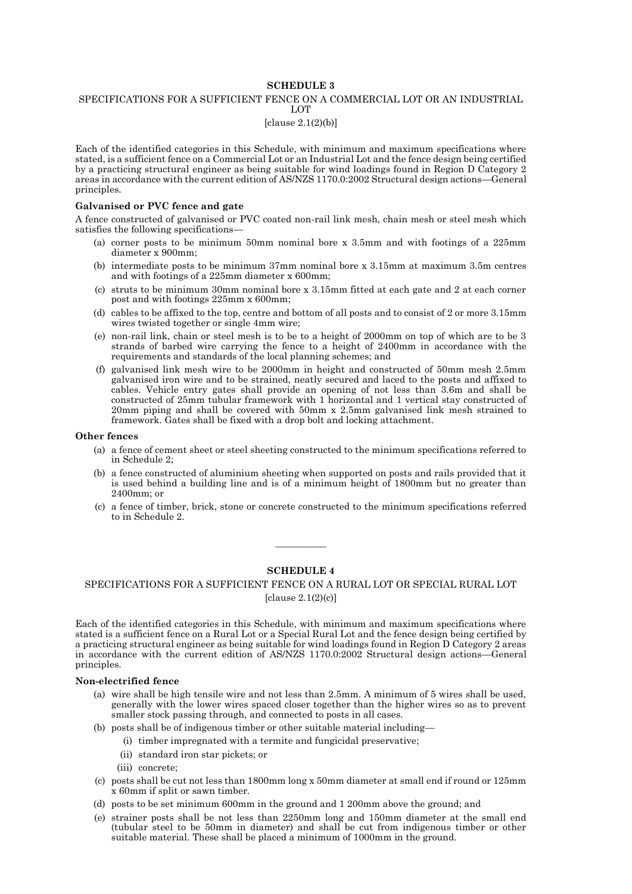## SCHEDULE 3

### SPECIFICATIONS FOR A SUFFICIENT FENCE ON A COMMERCIAL LOT OR AN INDUSTRIAL LOT

[clause 2.1(2)(b)]

Each of the identified categories in this Schedule, with minimum and maximum specifications where stated, is a sufficient fence on a Commercial Lot or an Industrial Lot and the fence design being certified by a practicing structural engineer as being suitable for wind loadings found in Region D Category 2 areas in accordance with the current edition of AS/NZS 1170.0:2002 Structural design actions—General principles.

**Galvanised or PVC fence and gate**

A fence constructed of galvanised or PVC coated non-rail link mesh, chain mesh or steel mesh which satisfies the following specifications—

(a) corner posts to be minimum 50mm nominal bore x 3.5mm and with footings of a 225mm diameter x 900mm;

(b) intermediate posts to be minimum 37mm nominal bore x 3.15mm at maximum 3.5m centres and with footings of a 225mm diameter x 600mm;

(c) struts to be minimum 30mm nominal bore x 3.15mm fitted at each gate and 2 at each corner post and with footings 225mm x 600mm;

(d) cables to be affixed to the top, centre and bottom of all posts and to consist of 2 or more 3.15mm wires twisted together or single 4mm wire;

(e) non-rail link, chain or steel mesh is to be to a height of 2000mm on top of which are to be 3 strands of barbed wire carrying the fence to a height of 2400mm in accordance with the requirements and standards of the local planning schemes; and

(f) galvanised link mesh wire to be 2000mm in height and constructed of 50mm mesh 2.5mm galvanised iron wire and to be strained, neatly secured and laced to the posts and affixed to cables. Vehicle entry gates shall provide an opening of not less than 3.6m and shall be constructed of 25mm tubular framework with 1 horizontal and 1 vertical stay constructed of 20mm piping and shall be covered with 50mm x 2.5mm galvanised link mesh strained to framework. Gates shall be fixed with a drop bolt and locking attachment.

**Other fences**

(a) a fence of cement sheet or steel sheeting constructed to the minimum specifications referred to in Schedule 2;

(b) a fence constructed of aluminium sheeting when supported on posts and rails provided that it is used behind a building line and is of a minimum height of 1800mm but no greater than 2400mm; or

(c) a fence of timber, brick, stone or concrete constructed to the minimum specifications referred to in Schedule 2.

---

## SCHEDULE 4

### SPECIFICATIONS FOR A SUFFICIENT FENCE ON A RURAL LOT OR SPECIAL RURAL LOT

[clause 2.1(2)(c)]

Each of the identified categories in this Schedule, with minimum and maximum specifications where stated is a sufficient fence on a Rural Lot or a Special Rural Lot and the fence design being certified by a practicing structural engineer as being suitable for wind loadings found in Region D Category 2 areas in accordance with the current edition of AS/NZS 1170.0:2002 Structural design actions—General principles.

**Non-electrified fence**

(a) wire shall be high tensile wire and not less than 2.5mm. A minimum of 5 wires shall be used, generally with the lower wires spaced closer together than the higher wires so as to prevent smaller stock passing through, and connected to posts in all cases.

(b) posts shall be of indigenous timber or other suitable material including—

  (i) timber impregnated with a termite and fungicidal preservative;

  (ii) standard iron star pickets; or

  (iii) concrete;

(c) posts shall be cut not less than 1800mm long x 50mm diameter at small end if round or 125mm x 60mm if split or sawn timber.

(d) posts to be set minimum 600mm in the ground and 1 200mm above the ground; and

(e) strainer posts shall be not less than 2250mm long and 150mm diameter at the small end (tubular steel to be 50mm in diameter) and shall be cut from indigenous timber or other suitable material. These shall be placed a minimum of 1000mm in the ground.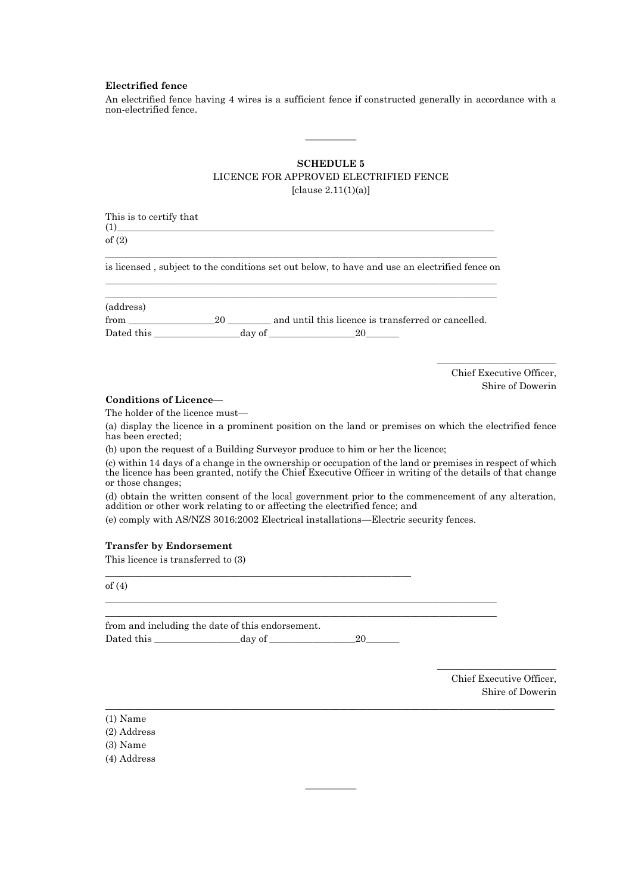**Electrified fence**

An electrified fence having 4 wires is a sufficient fence if constructed generally in accordance with a non-electrified fence.

---

## SCHEDULE 5

LICENCE FOR APPROVED ELECTRIFIED FENCE

[clause 2.11(1)(a)]

This is to certify that

(1)\_\_\_\_\_\_\_\_\_\_\_\_\_\_\_\_\_\_\_\_\_\_\_\_\_\_\_\_\_\_\_\_\_\_\_\_\_\_\_\_\_\_\_\_\_\_\_\_\_\_\_\_\_\_\_\_\_\_\_\_

of (2)

\_\_\_\_\_\_\_\_\_\_\_\_\_\_\_\_\_\_\_\_\_\_\_\_\_\_\_\_\_\_\_\_\_\_\_\_\_\_\_\_\_\_\_\_\_\_\_\_\_\_\_\_\_\_\_\_\_\_\_\_

is licensed , subject to the conditions set out below, to have and use an electrified fence on

\_\_\_\_\_\_\_\_\_\_\_\_\_\_\_\_\_\_\_\_\_\_\_\_\_\_\_\_\_\_\_\_\_\_\_\_\_\_\_\_\_\_\_\_\_\_\_\_\_\_\_\_\_\_\_\_\_\_\_\_

\_\_\_\_\_\_\_\_\_\_\_\_\_\_\_\_\_\_\_\_\_\_\_\_\_\_\_\_\_\_\_\_\_\_\_\_\_\_\_\_\_\_\_\_\_\_\_\_\_\_\_\_\_\_\_\_\_\_\_\_

(address)

from \_\_\_\_\_\_\_\_\_\_\_\_\_\_20 \_\_\_\_\_\_\_ and until this licence is transferred or cancelled.

Dated this \_\_\_\_\_\_\_\_\_\_\_\_\_\_day of \_\_\_\_\_\_\_\_\_\_\_\_\_\_20\_\_\_\_\_\_

\_\_\_\_\_\_\_\_\_\_\_\_\_\_\_\_\_\_\_\_

Chief Executive Officer,
Shire of Dowerin

**Conditions of Licence—**

The holder of the licence must—

(a) display the licence in a prominent position on the land or premises on which the electrified fence has been erected;

(b) upon the request of a Building Surveyor produce to him or her the licence;

(c) within 14 days of a change in the ownership or occupation of the land or premises in respect of which the licence has been granted, notify the Chief Executive Officer in writing of the details of that change or those changes;

(d) obtain the written consent of the local government prior to the commencement of any alteration, addition or other work relating to or affecting the electrified fence; and

(e) comply with AS/NZS 3016:2002 Electrical installations—Electric security fences.

**Transfer by Endorsement**

This licence is transferred to (3)

\_\_\_\_\_\_\_\_\_\_\_\_\_\_\_\_\_\_\_\_\_\_\_\_\_\_\_\_\_\_\_\_\_\_\_\_\_\_\_\_\_\_\_\_\_\_\_\_

of (4)

\_\_\_\_\_\_\_\_\_\_\_\_\_\_\_\_\_\_\_\_\_\_\_\_\_\_\_\_\_\_\_\_\_\_\_\_\_\_\_\_\_\_\_\_\_\_\_\_\_\_\_\_\_\_\_\_\_\_\_\_

\_\_\_\_\_\_\_\_\_\_\_\_\_\_\_\_\_\_\_\_\_\_\_\_\_\_\_\_\_\_\_\_\_\_\_\_\_\_\_\_\_\_\_\_\_\_\_\_\_\_\_\_\_\_\_\_\_\_\_\_

from and including the date of this endorsement.

Dated this \_\_\_\_\_\_\_\_\_\_\_\_\_\_day of \_\_\_\_\_\_\_\_\_\_\_\_\_\_20\_\_\_\_\_\_

\_\_\_\_\_\_\_\_\_\_\_\_\_\_\_\_\_\_\_\_

Chief Executive Officer,
Shire of Dowerin

---

(1) Name
(2) Address
(3) Name
(4) Address

---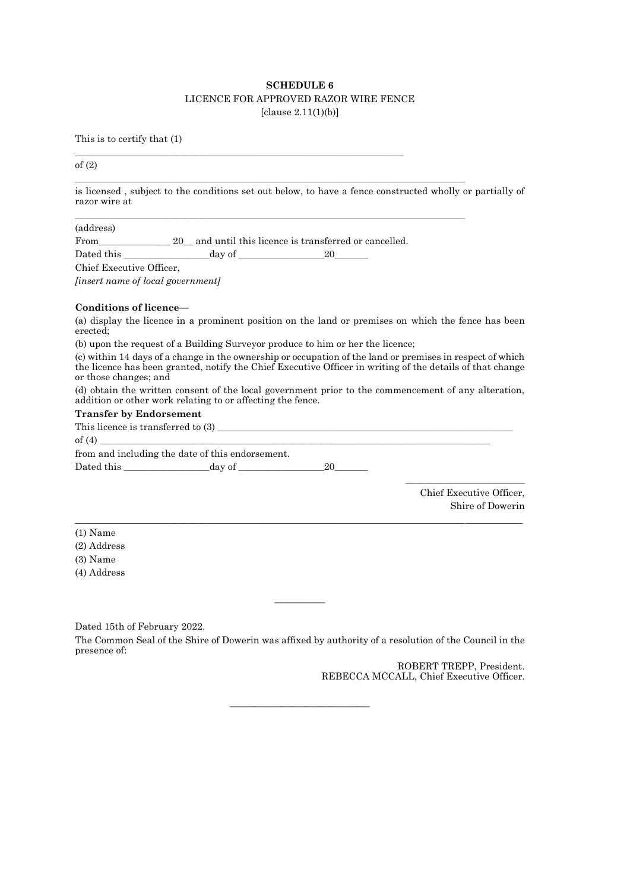**SCHEDULE 6**

LICENCE FOR APPROVED RAZOR WIRE FENCE

[clause 2.11(1)(b)]

This is to certify that (1)

______________________________________________________________________

of (2)

____________________________________________________________________________________

is licensed , subject to the conditions set out below, to have a fence constructed wholly or partially of razor wire at

____________________________________________________________________________________

(address)

From_______________ 20__ and until this licence is transferred or cancelled.

Dated this __________________day of __________________20_______

Chief Executive Officer,

*[insert name of local government]*

**Conditions of licence—**

(a) display the licence in a prominent position on the land or premises on which the fence has been erected;

(b) upon the request of a Building Surveyor produce to him or her the licence;

(c) within 14 days of a change in the ownership or occupation of the land or premises in respect of which the licence has been granted, notify the Chief Executive Officer in writing of the details of that change or those changes; and

(d) obtain the written consent of the local government prior to the commencement of any alteration, addition or other work relating to or affecting the fence.

**Transfer by Endorsement**

This licence is transferred to (3) ________________________________________________________________

of (4) ____________________________________________________________________________________

from and including the date of this endorsement.

Dated this __________________day of __________________20_______

_________________________

Chief Executive Officer,

Shire of Dowerin

____________________________________________________________________________________

(1) Name

(2) Address

(3) Name

(4) Address

———————————

Dated 15th of February 2022.

The Common Seal of the Shire of Dowerin was affixed by authority of a resolution of the Council in the presence of:

ROBERT TREPP, President.

REBECCA MCCALL, Chief Executive Officer.